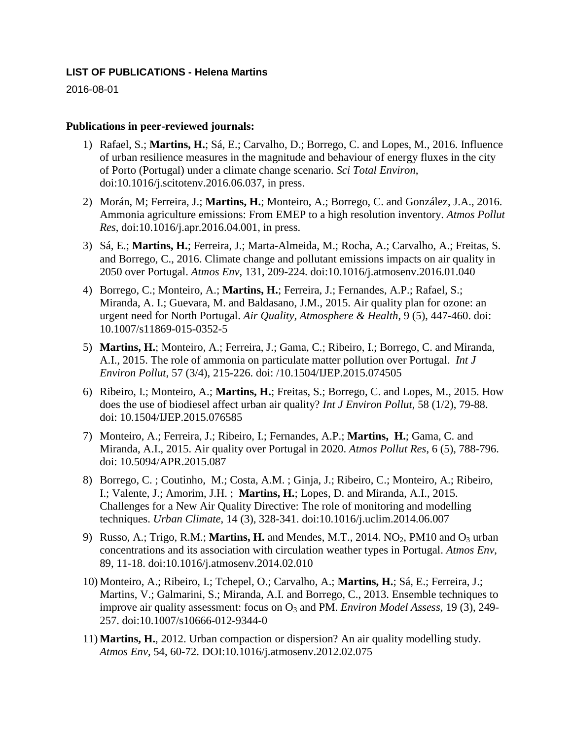**LIST OF PUBLICATIONS - Helena Martins**

2016-08-01

**Publications in peer-reviewed journals:**

1) Rafael, S.; **Martins, H.**; Sá, E.; Carvalho, D.; Borrego, C. and Lopes, M., 2016. Influence of urban resilience measures in the magnitude and behaviour of energy fluxes in the city of Porto (Portugal) under a climate change scenario. *Sci Total Environ*, doi:10.1016/j.scitotenv.2016.06.037, in press.

2) Morán, M; Ferreira, J.; **Martins, H.**; Monteiro, A.; Borrego, C. and González, J.A., 2016. Ammonia agriculture emissions: From EMEP to a high resolution inventory. *Atmos Pollut Res*, doi:10.1016/j.apr.2016.04.001, in press.

3) Sá, E.; **Martins, H.**; Ferreira, J.; Marta-Almeida, M.; Rocha, A.; Carvalho, A.; Freitas, S. and Borrego, C., 2016. Climate change and pollutant emissions impacts on air quality in 2050 over Portugal. *Atmos Env*, 131, 209-224. doi:10.1016/j.atmosenv.2016.01.040

4) Borrego, C.; Monteiro, A.; **Martins, H.**; Ferreira, J.; Fernandes, A.P.; Rafael, S.; Miranda, A. I.; Guevara, M. and Baldasano, J.M., 2015. Air quality plan for ozone: an urgent need for North Portugal. *Air Quality, Atmosphere & Health*, 9 (5), 447-460. doi: 10.1007/s11869-015-0352-5

5) **Martins, H.**; Monteiro, A.; Ferreira, J.; Gama, C.; Ribeiro, I.; Borrego, C. and Miranda, A.I., 2015. The role of ammonia on particulate matter pollution over Portugal. *Int J Environ Pollut*, 57 (3/4), 215-226. doi: /10.1504/IJEP.2015.074505

6) Ribeiro, I.; Monteiro, A.; **Martins, H.**; Freitas, S.; Borrego, C. and Lopes, M., 2015. How does the use of biodiesel affect urban air quality? *Int J Environ Pollut*, 58 (1/2), 79-88. doi: 10.1504/IJEP.2015.076585

7) Monteiro, A.; Ferreira, J.; Ribeiro, I.; Fernandes, A.P.; **Martins, H.**; Gama, C. and Miranda, A.I., 2015. Air quality over Portugal in 2020. *Atmos Pollut Res*, 6 (5), 788-796. doi: 10.5094/APR.2015.087

8) Borrego, C. ; Coutinho, M.; Costa, A.M. ; Ginja, J.; Ribeiro, C.; Monteiro, A.; Ribeiro, I.; Valente, J.; Amorim, J.H. ; **Martins, H.**; Lopes, D. and Miranda, A.I., 2015. Challenges for a New Air Quality Directive: The role of monitoring and modelling techniques. *Urban Climate*, 14 (3), 328-341. doi:10.1016/j.uclim.2014.06.007

9) Russo, A.; Trigo, R.M.; **Martins, H.** and Mendes, M.T., 2014. $NO_2$, PM10 and $O_3$ urban concentrations and its association with circulation weather types in Portugal. *Atmos Env*, 89, 11-18. doi:10.1016/j.atmosenv.2014.02.010

10) Monteiro, A.; Ribeiro, I.; Tchepel, O.; Carvalho, A.; **Martins, H.**; Sá, E.; Ferreira, J.; Martins, V.; Galmarini, S.; Miranda, A.I. and Borrego, C., 2013. Ensemble techniques to improve air quality assessment: focus on $O_3$ and PM. *Environ Model Assess*, 19 (3), 249-257. doi:10.1007/s10666-012-9344-0

11) **Martins, H.**, 2012. Urban compaction or dispersion? An air quality modelling study. *Atmos Env*, 54, 60-72. DOI:10.1016/j.atmosenv.2012.02.075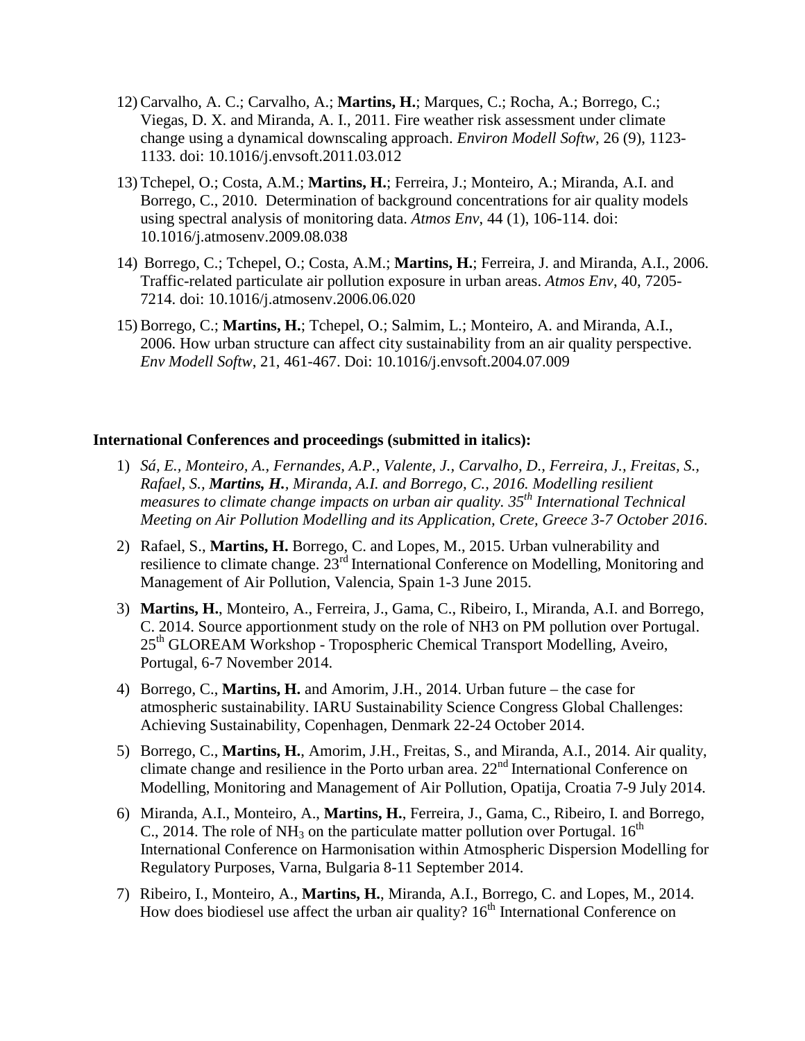12) Carvalho, A. C.; Carvalho, A.; **Martins, H.**; Marques, C.; Rocha, A.; Borrego, C.; Viegas, D. X. and Miranda, A. I., 2011. Fire weather risk assessment under climate change using a dynamical downscaling approach. *Environ Modell Softw*, 26 (9), 1123-1133. doi: 10.1016/j.envsoft.2011.03.012

13) Tchepel, O.; Costa, A.M.; **Martins, H.**; Ferreira, J.; Monteiro, A.; Miranda, A.I. and Borrego, C., 2010. Determination of background concentrations for air quality models using spectral analysis of monitoring data. *Atmos Env*, 44 (1), 106-114. doi: 10.1016/j.atmosenv.2009.08.038

14) Borrego, C.; Tchepel, O.; Costa, A.M.; **Martins, H.**; Ferreira, J. and Miranda, A.I., 2006. Traffic-related particulate air pollution exposure in urban areas. *Atmos Env*, 40, 7205-7214. doi: 10.1016/j.atmosenv.2006.06.020

15) Borrego, C.; **Martins, H.**; Tchepel, O.; Salmim, L.; Monteiro, A. and Miranda, A.I., 2006. How urban structure can affect city sustainability from an air quality perspective. *Env Modell Softw*, 21, 461-467. Doi: 10.1016/j.envsoft.2004.07.009

**International Conferences and proceedings (submitted in italics):**

1) *Sá, E., Monteiro, A., Fernandes, A.P., Valente, J., Carvalho, D., Ferreira, J., Freitas, S., Rafael, S., **Martins, H.**, Miranda, A.I. and Borrego, C., 2016. Modelling resilient measures to climate change impacts on urban air quality. 35th International Technical Meeting on Air Pollution Modelling and its Application, Crete, Greece 3-7 October 2016.*

2) Rafael, S., **Martins, H.** Borrego, C. and Lopes, M., 2015. Urban vulnerability and resilience to climate change. 23rd International Conference on Modelling, Monitoring and Management of Air Pollution, Valencia, Spain 1-3 June 2015.

3) **Martins, H.**, Monteiro, A., Ferreira, J., Gama, C., Ribeiro, I., Miranda, A.I. and Borrego, C. 2014. Source apportionment study on the role of NH3 on PM pollution over Portugal. 25th GLOREAM Workshop - Tropospheric Chemical Transport Modelling, Aveiro, Portugal, 6-7 November 2014.

4) Borrego, C., **Martins, H.** and Amorim, J.H., 2014. Urban future – the case for atmospheric sustainability. IARU Sustainability Science Congress Global Challenges: Achieving Sustainability, Copenhagen, Denmark 22-24 October 2014.

5) Borrego, C., **Martins, H.**, Amorim, J.H., Freitas, S., and Miranda, A.I., 2014. Air quality, climate change and resilience in the Porto urban area. 22nd International Conference on Modelling, Monitoring and Management of Air Pollution, Opatija, Croatia 7-9 July 2014.

6) Miranda, A.I., Monteiro, A., **Martins, H.**, Ferreira, J., Gama, C., Ribeiro, I. and Borrego, C., 2014. The role of $NH_3$ on the particulate matter pollution over Portugal. 16th International Conference on Harmonisation within Atmospheric Dispersion Modelling for Regulatory Purposes, Varna, Bulgaria 8-11 September 2014.

7) Ribeiro, I., Monteiro, A., **Martins, H.**, Miranda, A.I., Borrego, C. and Lopes, M., 2014. How does biodiesel use affect the urban air quality? 16th International Conference on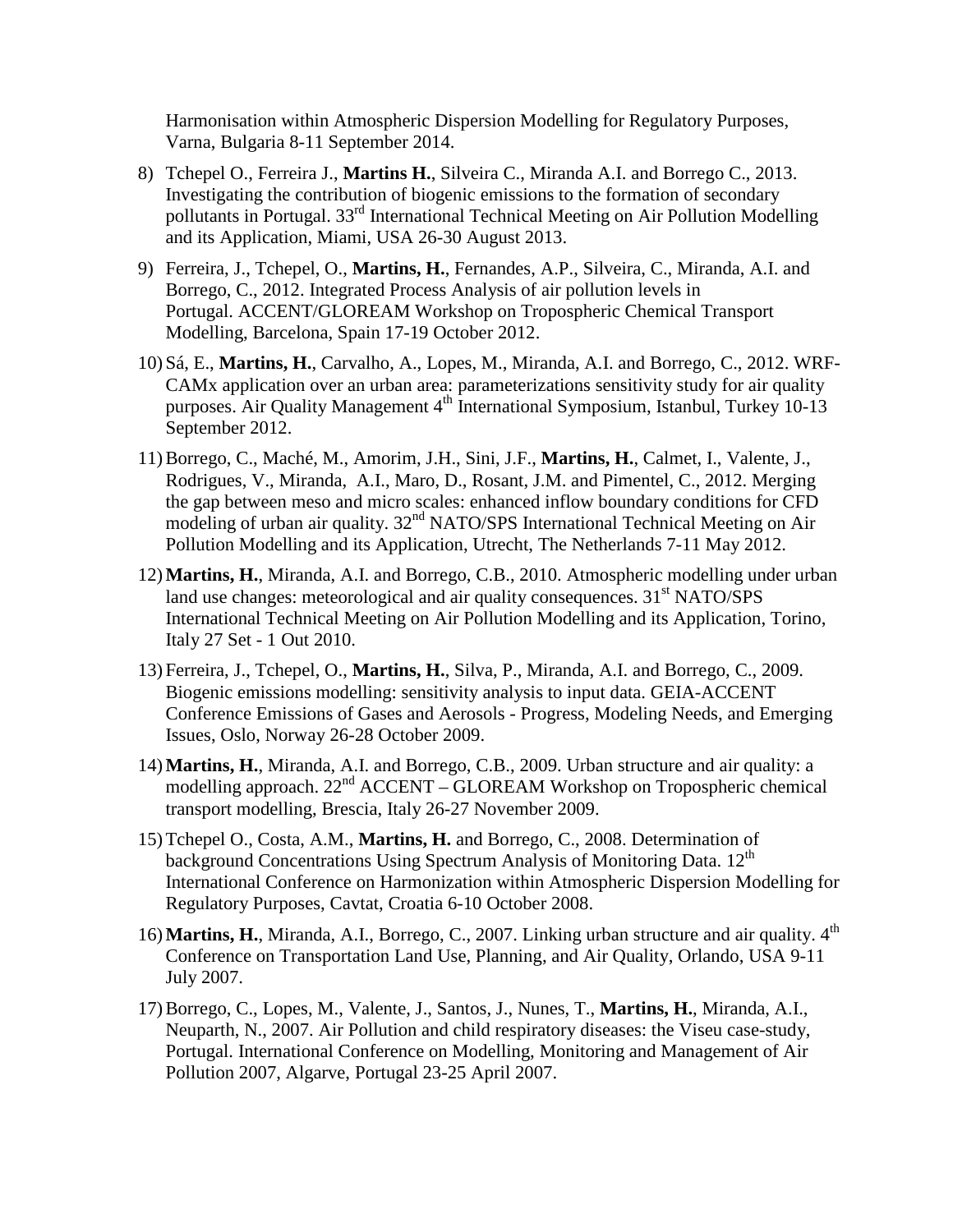Harmonisation within Atmospheric Dispersion Modelling for Regulatory Purposes, Varna, Bulgaria 8-11 September 2014.

8) Tchepel O., Ferreira J., **Martins H.**, Silveira C., Miranda A.I. and Borrego C., 2013. Investigating the contribution of biogenic emissions to the formation of secondary pollutants in Portugal. 33rd International Technical Meeting on Air Pollution Modelling and its Application, Miami, USA 26-30 August 2013.

9) Ferreira, J., Tchepel, O., **Martins, H.**, Fernandes, A.P., Silveira, C., Miranda, A.I. and Borrego, C., 2012. Integrated Process Analysis of air pollution levels in Portugal. ACCENT/GLOREAM Workshop on Tropospheric Chemical Transport Modelling, Barcelona, Spain 17-19 October 2012.

10) Sá, E., **Martins, H.**, Carvalho, A., Lopes, M., Miranda, A.I. and Borrego, C., 2012. WRF-CAMx application over an urban area: parameterizations sensitivity study for air quality purposes. Air Quality Management 4th International Symposium, Istanbul, Turkey 10-13 September 2012.

11) Borrego, C., Maché, M., Amorim, J.H., Sini, J.F., **Martins, H.**, Calmet, I., Valente, J., Rodrigues, V., Miranda, A.I., Maro, D., Rosant, J.M. and Pimentel, C., 2012. Merging the gap between meso and micro scales: enhanced inflow boundary conditions for CFD modeling of urban air quality. 32nd NATO/SPS International Technical Meeting on Air Pollution Modelling and its Application, Utrecht, The Netherlands 7-11 May 2012.

12) **Martins, H.**, Miranda, A.I. and Borrego, C.B., 2010. Atmospheric modelling under urban land use changes: meteorological and air quality consequences. 31st NATO/SPS International Technical Meeting on Air Pollution Modelling and its Application, Torino, Italy 27 Set - 1 Out 2010.

13) Ferreira, J., Tchepel, O., **Martins, H.**, Silva, P., Miranda, A.I. and Borrego, C., 2009. Biogenic emissions modelling: sensitivity analysis to input data. GEIA-ACCENT Conference Emissions of Gases and Aerosols - Progress, Modeling Needs, and Emerging Issues, Oslo, Norway 26-28 October 2009.

14) **Martins, H.**, Miranda, A.I. and Borrego, C.B., 2009. Urban structure and air quality: a modelling approach. 22nd ACCENT – GLOREAM Workshop on Tropospheric chemical transport modelling, Brescia, Italy 26-27 November 2009.

15) Tchepel O., Costa, A.M., **Martins, H.** and Borrego, C., 2008. Determination of background Concentrations Using Spectrum Analysis of Monitoring Data. 12th International Conference on Harmonization within Atmospheric Dispersion Modelling for Regulatory Purposes, Cavtat, Croatia 6-10 October 2008.

16) **Martins, H.**, Miranda, A.I., Borrego, C., 2007. Linking urban structure and air quality. 4th Conference on Transportation Land Use, Planning, and Air Quality, Orlando, USA 9-11 July 2007.

17) Borrego, C., Lopes, M., Valente, J., Santos, J., Nunes, T., **Martins, H.**, Miranda, A.I., Neuparth, N., 2007. Air Pollution and child respiratory diseases: the Viseu case-study, Portugal. International Conference on Modelling, Monitoring and Management of Air Pollution 2007, Algarve, Portugal 23-25 April 2007.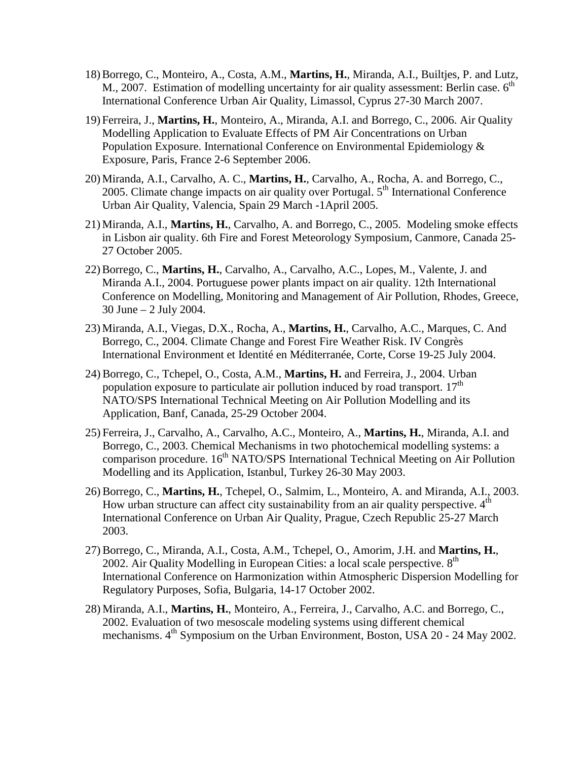18) Borrego, C., Monteiro, A., Costa, A.M., **Martins, H.**, Miranda, A.I., Builtjes, P. and Lutz, M., 2007. Estimation of modelling uncertainty for air quality assessment: Berlin case. 6th International Conference Urban Air Quality, Limassol, Cyprus 27-30 March 2007.

19) Ferreira, J., **Martins, H.**, Monteiro, A., Miranda, A.I. and Borrego, C., 2006. Air Quality Modelling Application to Evaluate Effects of PM Air Concentrations on Urban Population Exposure. International Conference on Environmental Epidemiology & Exposure, Paris, France 2-6 September 2006.

20) Miranda, A.I., Carvalho, A. C., **Martins, H.**, Carvalho, A., Rocha, A. and Borrego, C., 2005. Climate change impacts on air quality over Portugal. 5th International Conference Urban Air Quality, Valencia, Spain 29 March -1April 2005.

21) Miranda, A.I., **Martins, H.**, Carvalho, A. and Borrego, C., 2005. Modeling smoke effects in Lisbon air quality. 6th Fire and Forest Meteorology Symposium, Canmore, Canada 25-27 October 2005.

22) Borrego, C., **Martins, H.**, Carvalho, A., Carvalho, A.C., Lopes, M., Valente, J. and Miranda A.I., 2004. Portuguese power plants impact on air quality. 12th International Conference on Modelling, Monitoring and Management of Air Pollution, Rhodes, Greece, 30 June – 2 July 2004.

23) Miranda, A.I., Viegas, D.X., Rocha, A., **Martins, H.**, Carvalho, A.C., Marques, C. And Borrego, C., 2004. Climate Change and Forest Fire Weather Risk. IV Congrès International Environment et Identité en Méditerranée, Corte, Corse 19-25 July 2004.

24) Borrego, C., Tchepel, O., Costa, A.M., **Martins, H.** and Ferreira, J., 2004. Urban population exposure to particulate air pollution induced by road transport. 17th NATO/SPS International Technical Meeting on Air Pollution Modelling and its Application, Banf, Canada, 25-29 October 2004.

25) Ferreira, J., Carvalho, A., Carvalho, A.C., Monteiro, A., **Martins, H.**, Miranda, A.I. and Borrego, C., 2003. Chemical Mechanisms in two photochemical modelling systems: a comparison procedure. 16th NATO/SPS International Technical Meeting on Air Pollution Modelling and its Application, Istanbul, Turkey 26-30 May 2003.

26) Borrego, C., **Martins, H.**, Tchepel, O., Salmim, L., Monteiro, A. and Miranda, A.I., 2003. How urban structure can affect city sustainability from an air quality perspective. 4th International Conference on Urban Air Quality, Prague, Czech Republic 25-27 March 2003.

27) Borrego, C., Miranda, A.I., Costa, A.M., Tchepel, O., Amorim, J.H. and **Martins, H.**, 2002. Air Quality Modelling in European Cities: a local scale perspective. 8th International Conference on Harmonization within Atmospheric Dispersion Modelling for Regulatory Purposes, Sofia, Bulgaria, 14-17 October 2002.

28) Miranda, A.I., **Martins, H.**, Monteiro, A., Ferreira, J., Carvalho, A.C. and Borrego, C., 2002. Evaluation of two mesoscale modeling systems using different chemical mechanisms. 4th Symposium on the Urban Environment, Boston, USA 20 - 24 May 2002.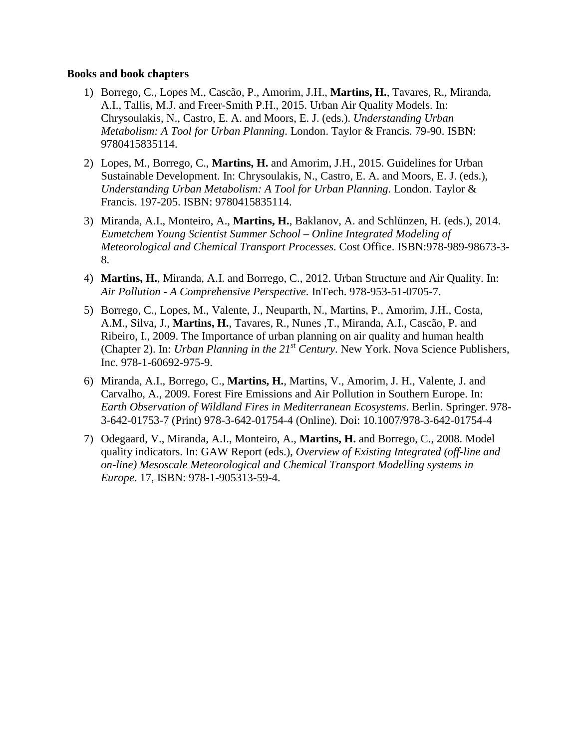**Books and book chapters**

1) Borrego, C., Lopes M., Cascão, P., Amorim, J.H., **Martins, H.**, Tavares, R., Miranda, A.I., Tallis, M.J. and Freer-Smith P.H., 2015. Urban Air Quality Models. In: Chrysoulakis, N., Castro, E. A. and Moors, E. J. (eds.). *Understanding Urban Metabolism: A Tool for Urban Planning*. London. Taylor & Francis. 79-90. ISBN: 9780415835114.

2) Lopes, M., Borrego, C., **Martins, H.** and Amorim, J.H., 2015. Guidelines for Urban Sustainable Development. In: Chrysoulakis, N., Castro, E. A. and Moors, E. J. (eds.), *Understanding Urban Metabolism: A Tool for Urban Planning*. London. Taylor & Francis. 197-205. ISBN: 9780415835114.

3) Miranda, A.I., Monteiro, A., **Martins, H.**, Baklanov, A. and Schlünzen, H. (eds.), 2014. *Eumetchem Young Scientist Summer School – Online Integrated Modeling of Meteorological and Chemical Transport Processes*. Cost Office. ISBN:978-989-98673-3-8.

4) **Martins, H.**, Miranda, A.I. and Borrego, C., 2012. Urban Structure and Air Quality. In: *Air Pollution - A Comprehensive Perspective*. InTech. 978-953-51-0705-7.

5) Borrego, C., Lopes, M., Valente, J., Neuparth, N., Martins, P., Amorim, J.H., Costa, A.M., Silva, J., **Martins, H.**, Tavares, R., Nunes ,T., Miranda, A.I., Cascão, P. and Ribeiro, I., 2009. The Importance of urban planning on air quality and human health (Chapter 2). In: *Urban Planning in the 21st Century*. New York. Nova Science Publishers, Inc. 978-1-60692-975-9.

6) Miranda, A.I., Borrego, C., **Martins, H.**, Martins, V., Amorim, J. H., Valente, J. and Carvalho, A., 2009. Forest Fire Emissions and Air Pollution in Southern Europe. In: *Earth Observation of Wildland Fires in Mediterranean Ecosystems*. Berlin. Springer. 978-3-642-01753-7 (Print) 978-3-642-01754-4 (Online). Doi: 10.1007/978-3-642-01754-4

7) Odegaard, V., Miranda, A.I., Monteiro, A., **Martins, H.** and Borrego, C., 2008. Model quality indicators. In: GAW Report (eds.), *Overview of Existing Integrated (off-line and on-line) Mesoscale Meteorological and Chemical Transport Modelling systems in Europe*. 17, ISBN: 978-1-905313-59-4.